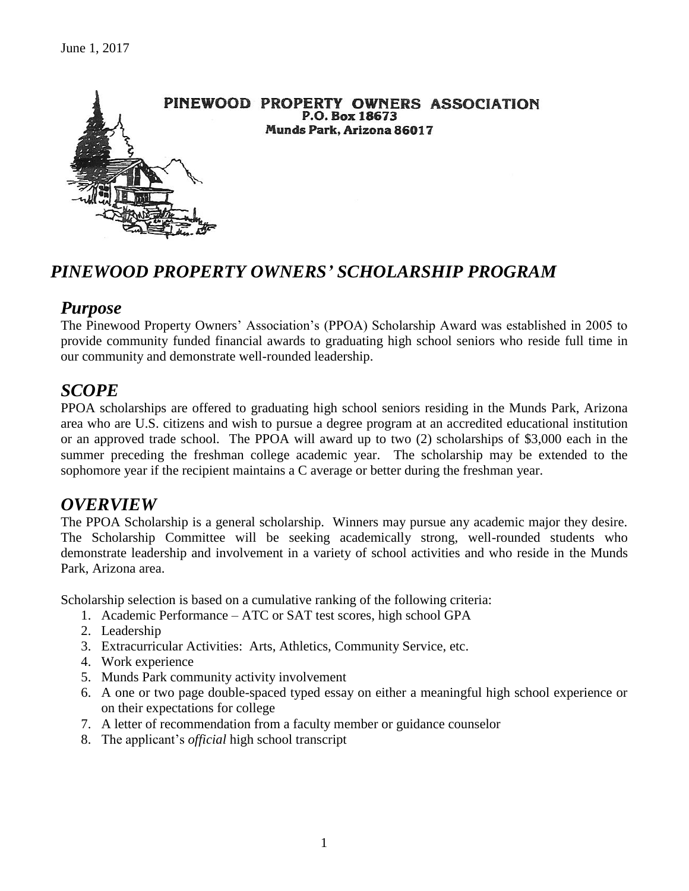June 1, 2017

PINEWOOD PROPERTY OWNERS ASSOCIATION
P.O. Box 18673
Munds Park, Arizona 86017

# *PINEWOOD PROPERTY OWNERS' SCHOLARSHIP PROGRAM*

## *Purpose*

The Pinewood Property Owners' Association's (PPOA) Scholarship Award was established in 2005 to provide community funded financial awards to graduating high school seniors who reside full time in our community and demonstrate well-rounded leadership.

## *SCOPE*

PPOA scholarships are offered to graduating high school seniors residing in the Munds Park, Arizona area who are U.S. citizens and wish to pursue a degree program at an accredited educational institution or an approved trade school. The PPOA will award up to two (2) scholarships of $3,000 each in the summer preceding the freshman college academic year. The scholarship may be extended to the sophomore year if the recipient maintains a C average or better during the freshman year.

## *OVERVIEW*

The PPOA Scholarship is a general scholarship. Winners may pursue any academic major they desire. The Scholarship Committee will be seeking academically strong, well-rounded students who demonstrate leadership and involvement in a variety of school activities and who reside in the Munds Park, Arizona area.

Scholarship selection is based on a cumulative ranking of the following criteria:

1. Academic Performance – ATC or SAT test scores, high school GPA
2. Leadership
3. Extracurricular Activities: Arts, Athletics, Community Service, etc.
4. Work experience
5. Munds Park community activity involvement
6. A one or two page double-spaced typed essay on either a meaningful high school experience or on their expectations for college
7. A letter of recommendation from a faculty member or guidance counselor
8. The applicant's *official* high school transcript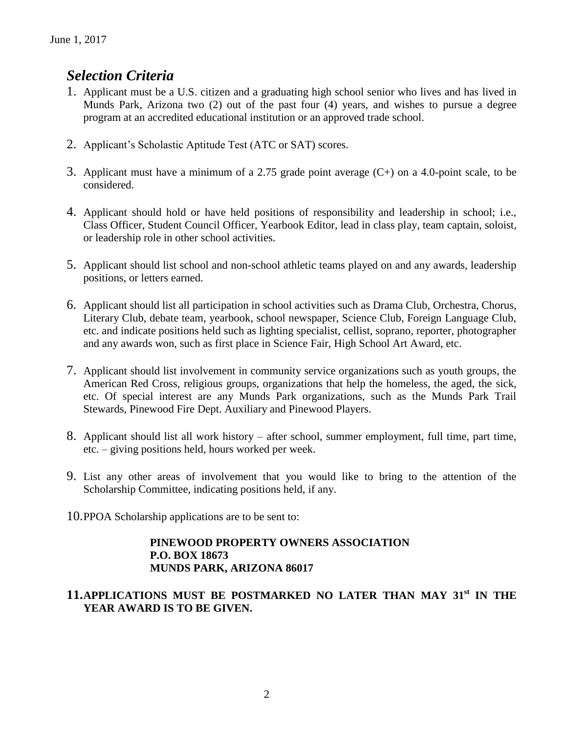June 1, 2017

## *Selection Criteria*

1. Applicant must be a U.S. citizen and a graduating high school senior who lives and has lived in Munds Park, Arizona two (2) out of the past four (4) years, and wishes to pursue a degree program at an accredited educational institution or an approved trade school.

2. Applicant's Scholastic Aptitude Test (ATC or SAT) scores.

3. Applicant must have a minimum of a 2.75 grade point average (C+) on a 4.0-point scale, to be considered.

4. Applicant should hold or have held positions of responsibility and leadership in school; i.e., Class Officer, Student Council Officer, Yearbook Editor, lead in class play, team captain, soloist, or leadership role in other school activities.

5. Applicant should list school and non-school athletic teams played on and any awards, leadership positions, or letters earned.

6. Applicant should list all participation in school activities such as Drama Club, Orchestra, Chorus, Literary Club, debate team, yearbook, school newspaper, Science Club, Foreign Language Club, etc. and indicate positions held such as lighting specialist, cellist, soprano, reporter, photographer and any awards won, such as first place in Science Fair, High School Art Award, etc.

7. Applicant should list involvement in community service organizations such as youth groups, the American Red Cross, religious groups, organizations that help the homeless, the aged, the sick, etc. Of special interest are any Munds Park organizations, such as the Munds Park Trail Stewards, Pinewood Fire Dept. Auxiliary and Pinewood Players.

8. Applicant should list all work history – after school, summer employment, full time, part time, etc. – giving positions held, hours worked per week.

9. List any other areas of involvement that you would like to bring to the attention of the Scholarship Committee, indicating positions held, if any.

10. PPOA Scholarship applications are to be sent to:

    **PINEWOOD PROPERTY OWNERS ASSOCIATION**
    **P.O. BOX 18673**
    **MUNDS PARK, ARIZONA 86017**

11. **APPLICATIONS MUST BE POSTMARKED NO LATER THAN MAY 31st IN THE YEAR AWARD IS TO BE GIVEN.**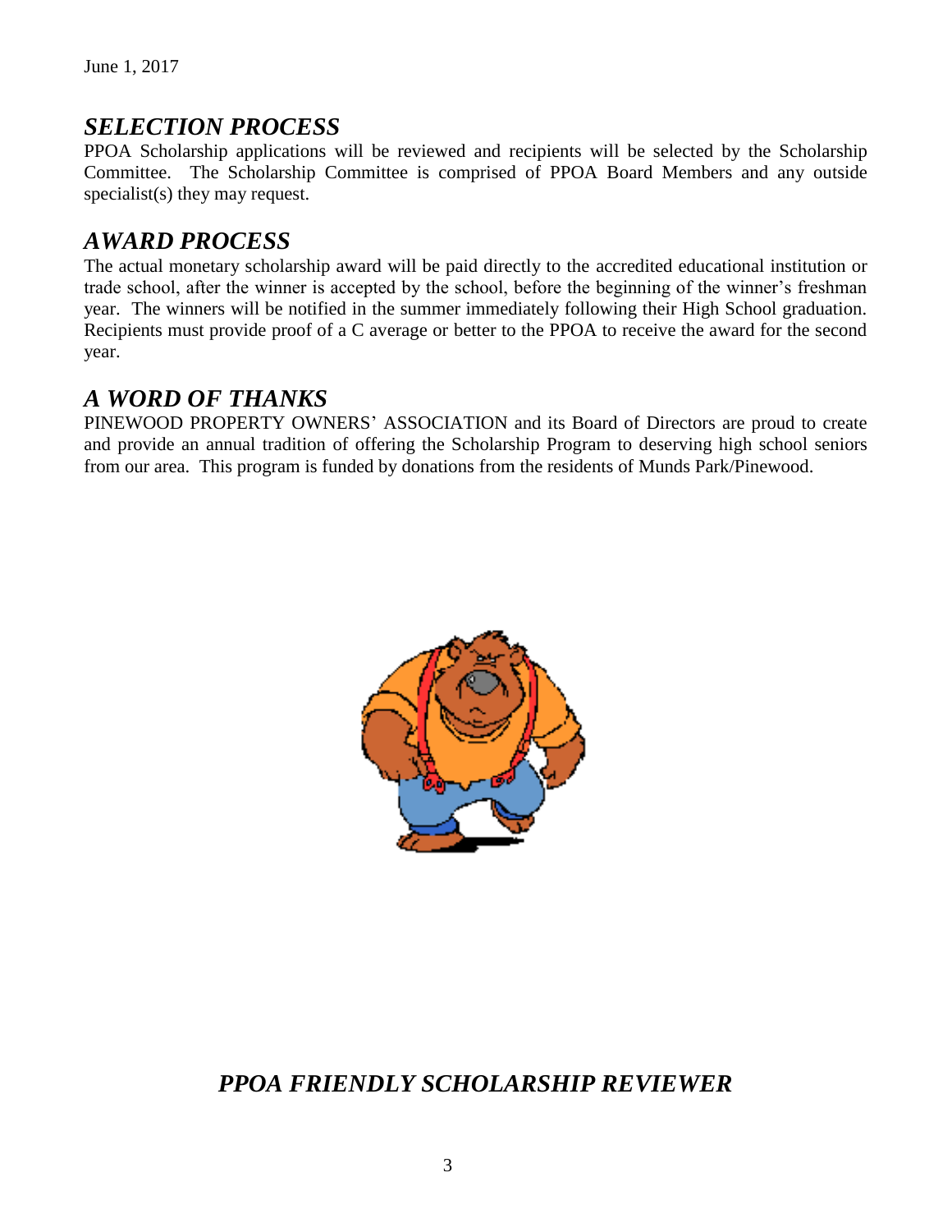## *SELECTION PROCESS*

PPOA Scholarship applications will be reviewed and recipients will be selected by the Scholarship Committee. The Scholarship Committee is comprised of PPOA Board Members and any outside specialist(s) they may request.

## *AWARD PROCESS*

The actual monetary scholarship award will be paid directly to the accredited educational institution or trade school, after the winner is accepted by the school, before the beginning of the winner's freshman year. The winners will be notified in the summer immediately following their High School graduation. Recipients must provide proof of a C average or better to the PPOA to receive the award for the second year.

## *A WORD OF THANKS*

PINEWOOD PROPERTY OWNERS' ASSOCIATION and its Board of Directors are proud to create and provide an annual tradition of offering the Scholarship Program to deserving high school seniors from our area. This program is funded by donations from the residents of Munds Park/Pinewood.

***PPOA FRIENDLY SCHOLARSHIP REVIEWER***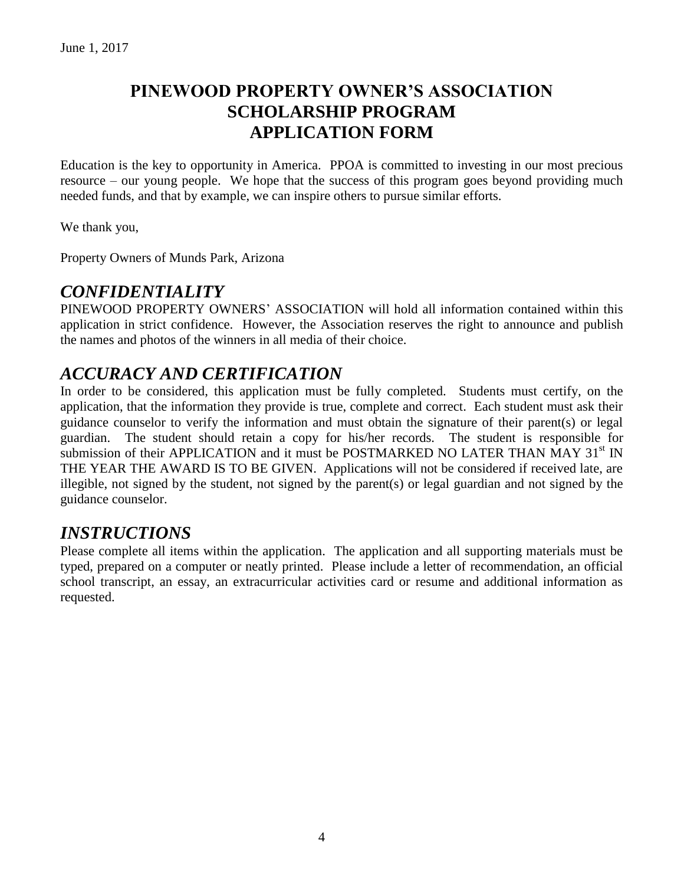June 1, 2017

# PINEWOOD PROPERTY OWNER'S ASSOCIATION SCHOLARSHIP PROGRAM APPLICATION FORM

Education is the key to opportunity in America. PPOA is committed to investing in our most precious resource – our young people. We hope that the success of this program goes beyond providing much needed funds, and that by example, we can inspire others to pursue similar efforts.

We thank you,

Property Owners of Munds Park, Arizona

## *CONFIDENTIALITY*

PINEWOOD PROPERTY OWNERS' ASSOCIATION will hold all information contained within this application in strict confidence. However, the Association reserves the right to announce and publish the names and photos of the winners in all media of their choice.

## *ACCURACY AND CERTIFICATION*

In order to be considered, this application must be fully completed. Students must certify, on the application, that the information they provide is true, complete and correct. Each student must ask their guidance counselor to verify the information and must obtain the signature of their parent(s) or legal guardian. The student should retain a copy for his/her records. The student is responsible for submission of their APPLICATION and it must be POSTMARKED NO LATER THAN MAY 31st IN THE YEAR THE AWARD IS TO BE GIVEN. Applications will not be considered if received late, are illegible, not signed by the student, not signed by the parent(s) or legal guardian and not signed by the guidance counselor.

## *INSTRUCTIONS*

Please complete all items within the application. The application and all supporting materials must be typed, prepared on a computer or neatly printed. Please include a letter of recommendation, an official school transcript, an essay, an extracurricular activities card or resume and additional information as requested.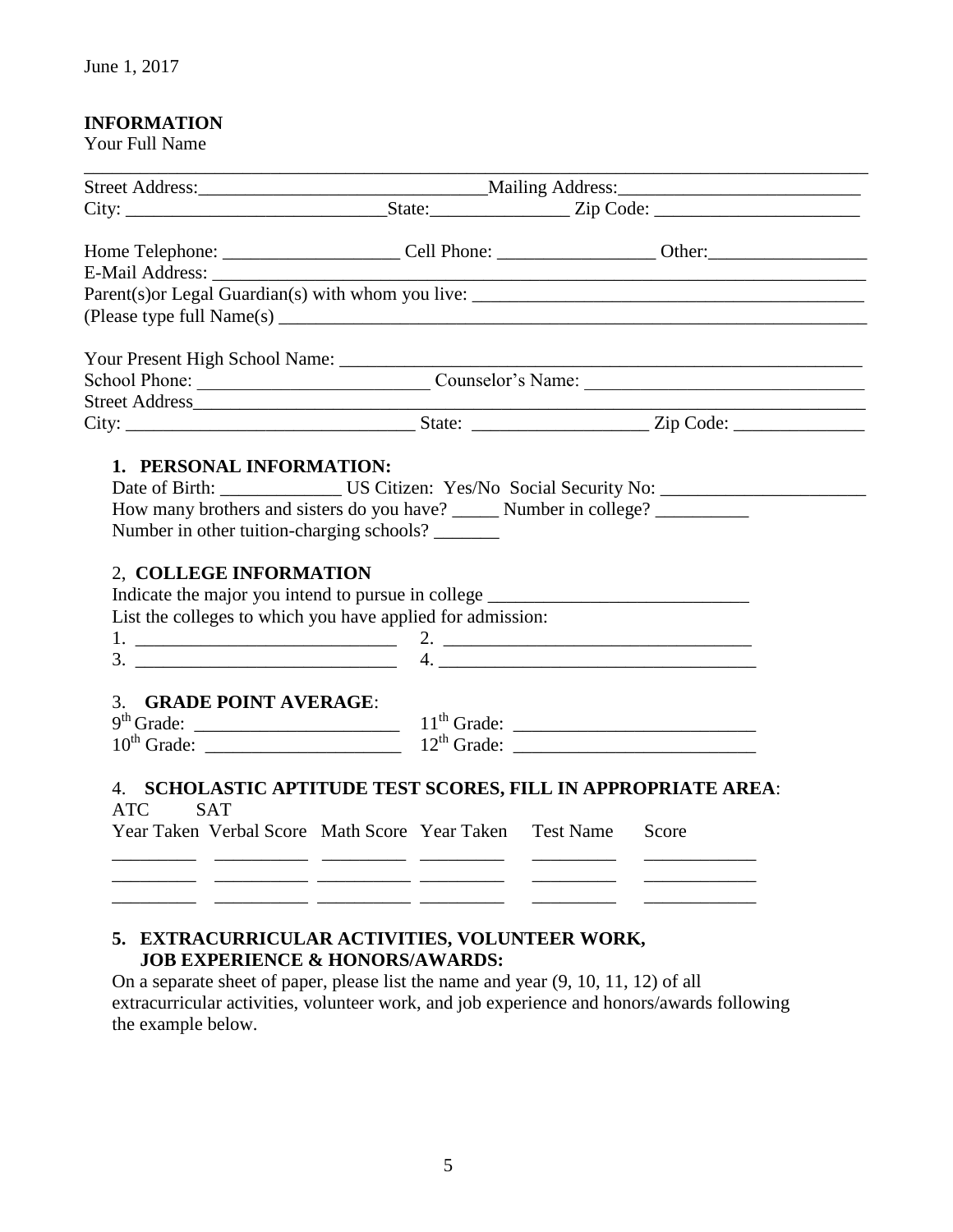June 1, 2017

**INFORMATION**

Your Full Name

______________________________________________________________________________

Street Address:______________________________Mailing Address:_________________________

City: ___________________________State:______________ Zip Code: _____________________

Home Telephone: __________________ Cell Phone: ________________ Other:________________

E-Mail Address: ______________________________________________________________________

Parent(s)or Legal Guardian(s) with whom you live: _________________________________________

(Please type full Name(s) _______________________________________________________________

Your Present High School Name: ______________________________________________________

School Phone: _______________________ Counselor's Name: _____________________________

Street Address________________________________________________________________________

City: _______________________________ State: __________________ Zip Code: ______________

**1. PERSONAL INFORMATION:**

Date of Birth: _____________ US Citizen: Yes/No Social Security No: ______________________

How many brothers and sisters do you have? _____ Number in college? __________

Number in other tuition-charging schools? _______

2, **COLLEGE INFORMATION**

Indicate the major you intend to pursue in college ____________________________

List the colleges to which you have applied for admission:

1. ____________________________ 2. _________________________________

3. ____________________________ 4. __________________________________

3. **GRADE POINT AVERAGE**:

9th Grade: ______________________ 11th Grade: __________________________

10th Grade: _____________________ 12th Grade: __________________________

4. **SCHOLASTIC APTITUDE TEST SCORES, FILL IN APPROPRIATE AREA**:

ATC SAT

| Year Taken | Verbal Score | Math Score | Year Taken | Test Name | Score |
|---|---|---|---|---|---|
| _________ | __________ | _________ | _________ | _________ | ____________ |
| _________ | __________ | __________ | _________ | _________ | ____________ |
| _________ | __________ | __________ | _________ | _________ | ____________ |

**5. EXTRACURRICULAR ACTIVITIES, VOLUNTEER WORK, JOB EXPERIENCE & HONORS/AWARDS:**

On a separate sheet of paper, please list the name and year (9, 10, 11, 12) of all extracurricular activities, volunteer work, and job experience and honors/awards following the example below.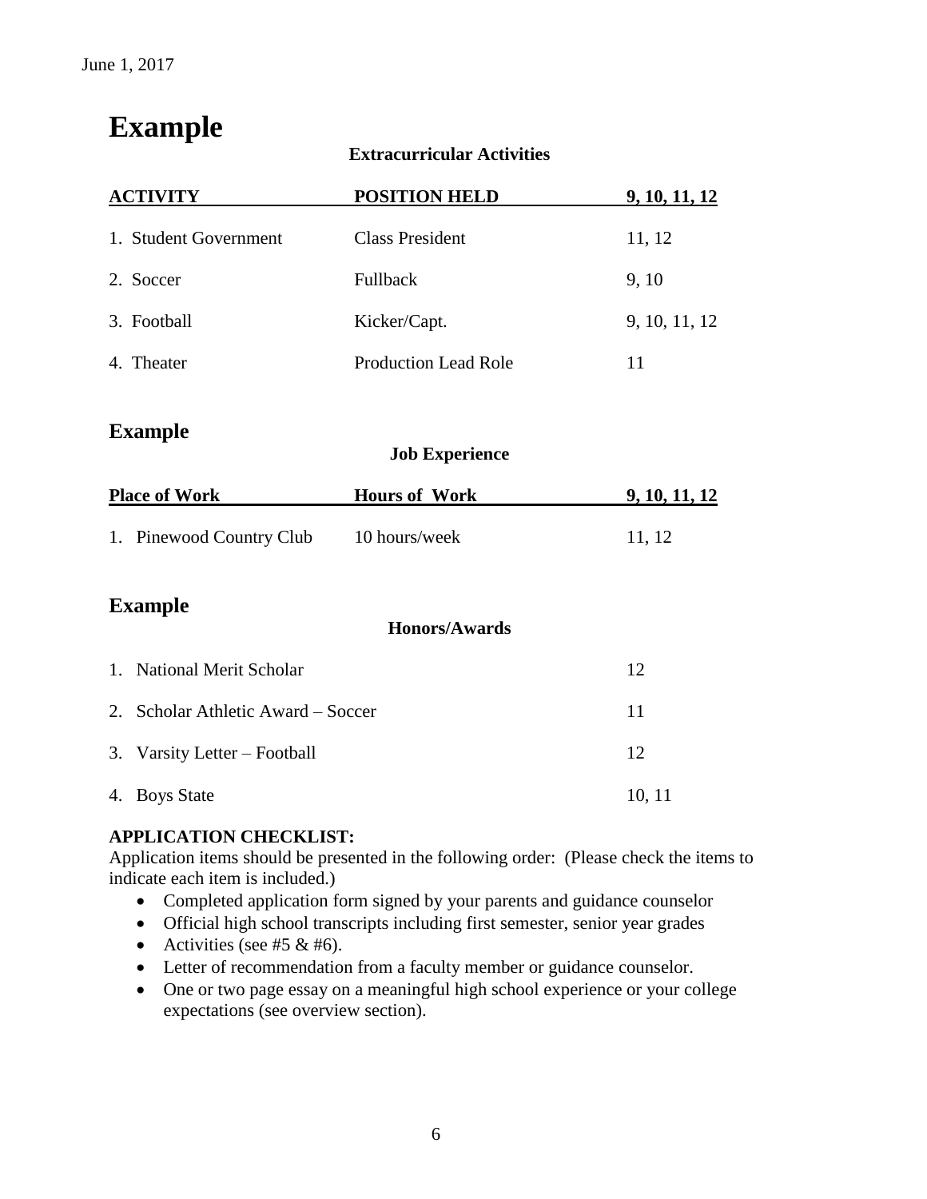June 1, 2017

# Example

**Extracurricular Activities**

| ACTIVITY | POSITION HELD | 9, 10, 11, 12 |
|---|---|---|
| 1. Student Government | Class President | 11, 12 |
| 2. Soccer | Fullback | 9, 10 |
| 3. Football | Kicker/Capt. | 9, 10, 11, 12 |
| 4. Theater | Production Lead Role | 11 |

## Example

**Job Experience**

| Place of Work | Hours of Work | 9, 10, 11, 12 |
|---|---|---|
| 1. Pinewood Country Club | 10 hours/week | 11, 12 |

## Example

**Honors/Awards**

| | |
|---|---|
| 1. National Merit Scholar | 12 |
| 2. Scholar Athletic Award – Soccer | 11 |
| 3. Varsity Letter – Football | 12 |
| 4. Boys State | 10, 11 |

**APPLICATION CHECKLIST:**

Application items should be presented in the following order: (Please check the items to indicate each item is included.)

- Completed application form signed by your parents and guidance counselor
- Official high school transcripts including first semester, senior year grades
- Activities (see #5 & #6).
- Letter of recommendation from a faculty member or guidance counselor.
- One or two page essay on a meaningful high school experience or your college expectations (see overview section).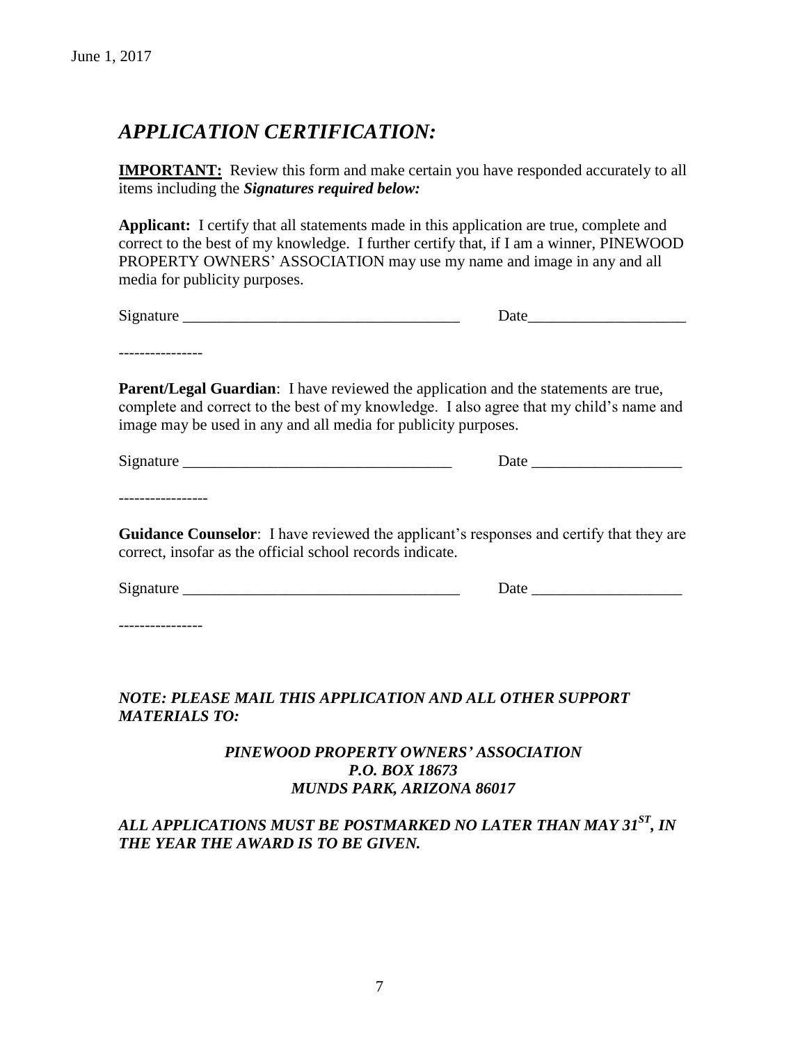June 1, 2017

## *APPLICATION CERTIFICATION:*

**IMPORTANT:** Review this form and make certain you have responded accurately to all items including the ***Signatures required below:***

**Applicant:** I certify that all statements made in this application are true, complete and correct to the best of my knowledge. I further certify that, if I am a winner, PINEWOOD PROPERTY OWNERS' ASSOCIATION may use my name and image in any and all media for publicity purposes.

Signature ____________________________________ Date____________________

----------------

**Parent/Legal Guardian**: I have reviewed the application and the statements are true, complete and correct to the best of my knowledge. I also agree that my child's name and image may be used in any and all media for publicity purposes.

Signature __________________________________ Date ___________________

-----------------

**Guidance Counselor**: I have reviewed the applicant's responses and certify that they are correct, insofar as the official school records indicate.

Signature ___________________________________ Date ___________________

----------------

***NOTE: PLEASE MAIL THIS APPLICATION AND ALL OTHER SUPPORT MATERIALS TO:***

***PINEWOOD PROPERTY OWNERS' ASSOCIATION***
***P.O. BOX 18673***
***MUNDS PARK, ARIZONA 86017***

***ALL APPLICATIONS MUST BE POSTMARKED NO LATER THAN MAY 31ST, IN THE YEAR THE AWARD IS TO BE GIVEN.***